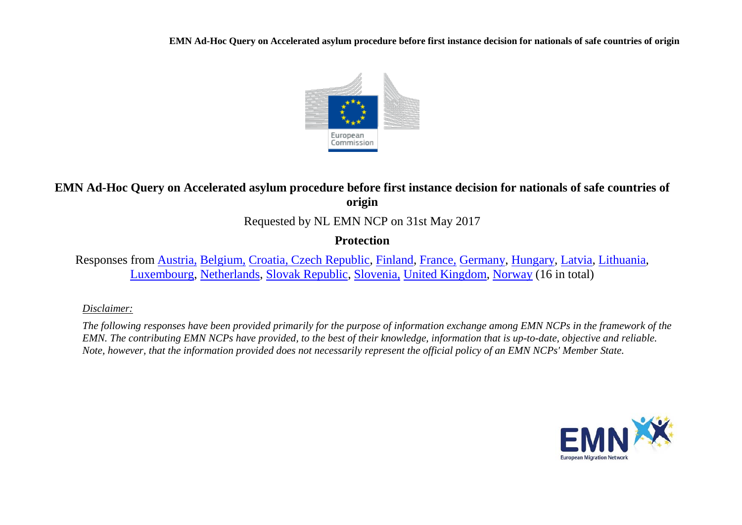# EMN Ad-Hoc Query on Accelerated asylum procedure before first instance decision for nationals of safe countries of origin

Requested by NL EMN NCP on 31st May 2017

**Protection**

Responses from Austria, Belgium, Croatia, Czech Republic, Finland, France, Germany, Hungary, Latvia, Lithuania, Luxembourg, Netherlands, Slovak Republic, Slovenia, United Kingdom, Norway (16 in total)

*Disclaimer:*

*The following responses have been provided primarily for the purpose of information exchange among EMN NCPs in the framework of the EMN. The contributing EMN NCPs have provided, to the best of their knowledge, information that is up-to-date, objective and reliable. Note, however, that the information provided does not necessarily represent the official policy of an EMN NCPs' Member State.*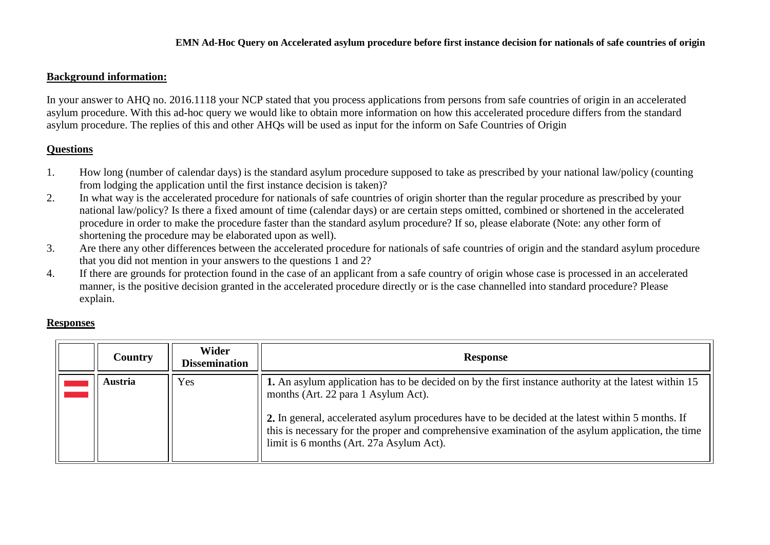**EMN Ad-Hoc Query on Accelerated asylum procedure before first instance decision for nationals of safe countries of origin**

**Background information:**

In your answer to AHQ no. 2016.1118 your NCP stated that you process applications from persons from safe countries of origin in an accelerated asylum procedure. With this ad-hoc query we would like to obtain more information on how this accelerated procedure differs from the standard asylum procedure. The replies of this and other AHQs will be used as input for the inform on Safe Countries of Origin

**Questions**

1. How long (number of calendar days) is the standard asylum procedure supposed to take as prescribed by your national law/policy (counting from lodging the application until the first instance decision is taken)?
2. In what way is the accelerated procedure for nationals of safe countries of origin shorter than the regular procedure as prescribed by your national law/policy? Is there a fixed amount of time (calendar days) or are certain steps omitted, combined or shortened in the accelerated procedure in order to make the procedure faster than the standard asylum procedure? If so, please elaborate (Note: any other form of shortening the procedure may be elaborated upon as well).
3. Are there any other differences between the accelerated procedure for nationals of safe countries of origin and the standard asylum procedure that you did not mention in your answers to the questions 1 and 2?
4. If there are grounds for protection found in the case of an applicant from a safe country of origin whose case is processed in an accelerated manner, is the positive decision granted in the accelerated procedure directly or is the case channelled into standard procedure? Please explain.

**Responses**

| | Country | Wider Dissemination | Response |
|---|---|---|---|
| | **Austria** | Yes | **1.** An asylum application has to be decided on by the first instance authority at the latest within 15 months (Art. 22 para 1 Asylum Act).<br><br>**2.** In general, accelerated asylum procedures have to be decided at the latest within 5 months. If this is necessary for the proper and comprehensive examination of the asylum application, the time limit is 6 months (Art. 27a Asylum Act). |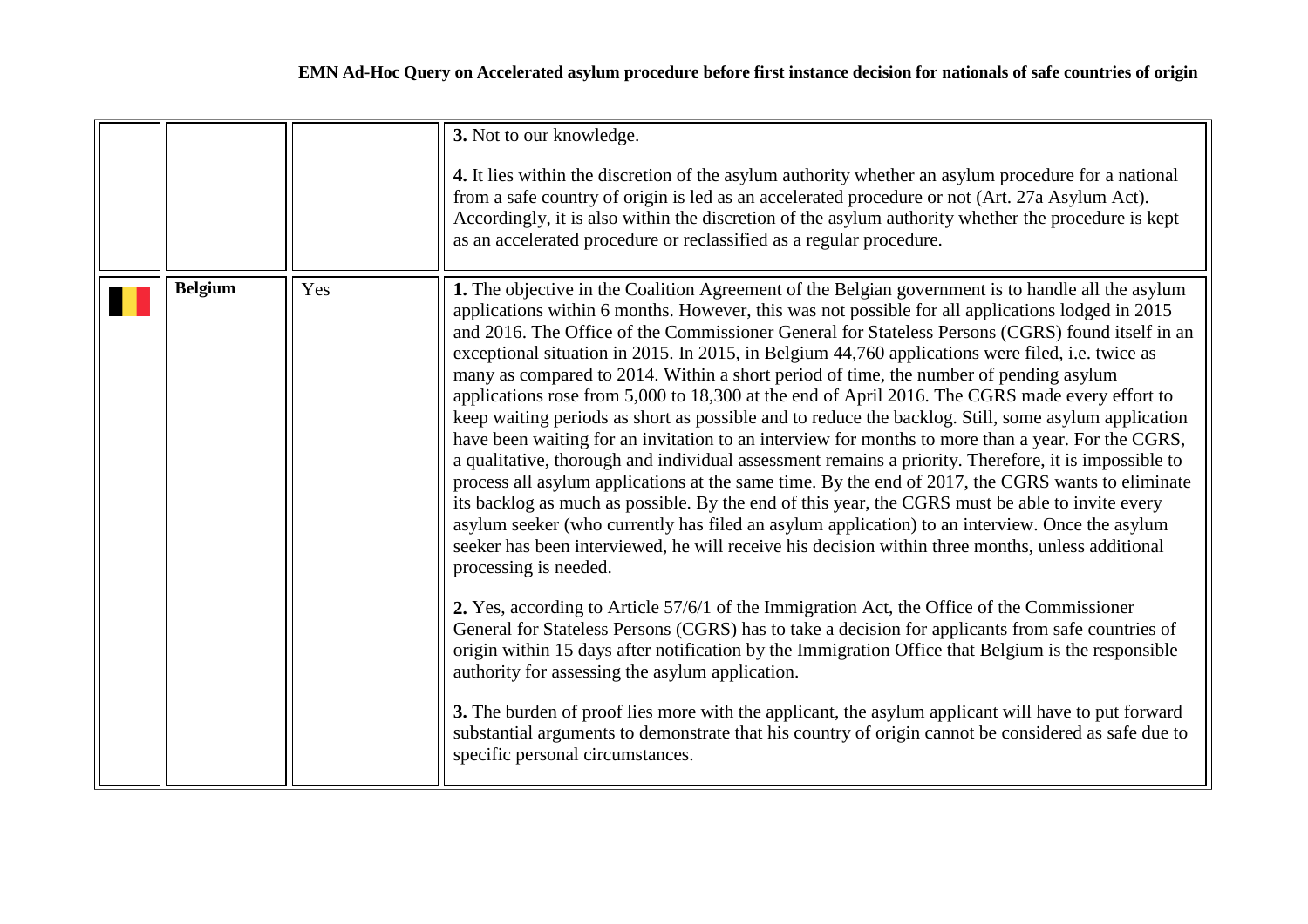| | | | |
|---|---|---|---|
| | | | **3.** Not to our knowledge.<br><br>**4.** It lies within the discretion of the asylum authority whether an asylum procedure for a national from a safe country of origin is led as an accelerated procedure or not (Art. 27a Asylum Act). Accordingly, it is also within the discretion of the asylum authority whether the procedure is kept as an accelerated procedure or reclassified as a regular procedure. |
| | **Belgium** | Yes | **1.** The objective in the Coalition Agreement of the Belgian government is to handle all the asylum applications within 6 months. However, this was not possible for all applications lodged in 2015 and 2016. The Office of the Commissioner General for Stateless Persons (CGRS) found itself in an exceptional situation in 2015. In 2015, in Belgium 44,760 applications were filed, i.e. twice as many as compared to 2014. Within a short period of time, the number of pending asylum applications rose from 5,000 to 18,300 at the end of April 2016. The CGRS made every effort to keep waiting periods as short as possible and to reduce the backlog. Still, some asylum application have been waiting for an invitation to an interview for months to more than a year. For the CGRS, a qualitative, thorough and individual assessment remains a priority. Therefore, it is impossible to process all asylum applications at the same time. By the end of 2017, the CGRS wants to eliminate its backlog as much as possible. By the end of this year, the CGRS must be able to invite every asylum seeker (who currently has filed an asylum application) to an interview. Once the asylum seeker has been interviewed, he will receive his decision within three months, unless additional processing is needed.<br><br>**2.** Yes, according to Article 57/6/1 of the Immigration Act, the Office of the Commissioner General for Stateless Persons (CGRS) has to take a decision for applicants from safe countries of origin within 15 days after notification by the Immigration Office that Belgium is the responsible authority for assessing the asylum application.<br><br>**3.** The burden of proof lies more with the applicant, the asylum applicant will have to put forward substantial arguments to demonstrate that his country of origin cannot be considered as safe due to specific personal circumstances. |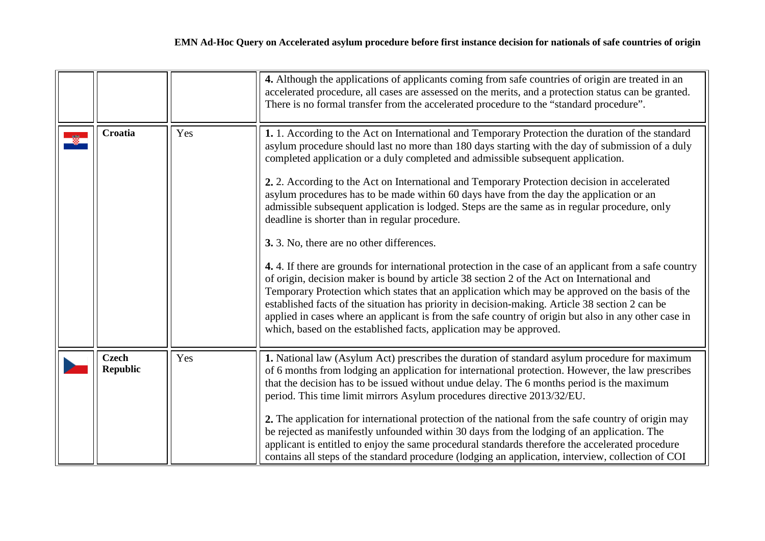| | | | |
|---|---|---|---|
| | | | **4.** Although the applications of applicants coming from safe countries of origin are treated in an accelerated procedure, all cases are assessed on the merits, and a protection status can be granted. There is no formal transfer from the accelerated procedure to the "standard procedure". |
| | **Croatia** | Yes | **1.** 1. According to the Act on International and Temporary Protection the duration of the standard asylum procedure should last no more than 180 days starting with the day of submission of a duly completed application or a duly completed and admissible subsequent application.<br><br>**2.** 2. According to the Act on International and Temporary Protection decision in accelerated asylum procedures has to be made within 60 days have from the day the application or an admissible subsequent application is lodged. Steps are the same as in regular procedure, only deadline is shorter than in regular procedure.<br><br>**3.** 3. No, there are no other differences.<br><br>**4.** 4. If there are grounds for international protection in the case of an applicant from a safe country of origin, decision maker is bound by article 38 section 2 of the Act on International and Temporary Protection which states that an application which may be approved on the basis of the established facts of the situation has priority in decision-making. Article 38 section 2 can be applied in cases where an applicant is from the safe country of origin but also in any other case in which, based on the established facts, application may be approved. |
| | **Czech Republic** | Yes | **1.** National law (Asylum Act) prescribes the duration of standard asylum procedure for maximum of 6 months from lodging an application for international protection. However, the law prescribes that the decision has to be issued without undue delay. The 6 months period is the maximum period. This time limit mirrors Asylum procedures directive 2013/32/EU.<br><br>**2.** The application for international protection of the national from the safe country of origin may be rejected as manifestly unfounded within 30 days from the lodging of an application. The applicant is entitled to enjoy the same procedural standards therefore the accelerated procedure contains all steps of the standard procedure (lodging an application, interview, collection of COI |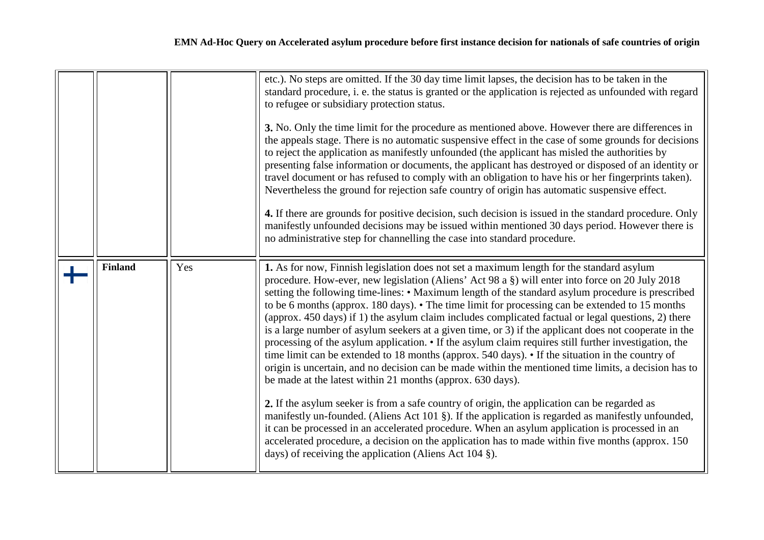| | | | |
|---|---|---|---|
| | | | etc.). No steps are omitted. If the 30 day time limit lapses, the decision has to be taken in the standard procedure, i. e. the status is granted or the application is rejected as unfounded with regard to refugee or subsidiary protection status.<br><br>**3.** No. Only the time limit for the procedure as mentioned above. However there are differences in the appeals stage. There is no automatic suspensive effect in the case of some grounds for decisions to reject the application as manifestly unfounded (the applicant has misled the authorities by presenting false information or documents, the applicant has destroyed or disposed of an identity or travel document or has refused to comply with an obligation to have his or her fingerprints taken). Nevertheless the ground for rejection safe country of origin has automatic suspensive effect.<br><br>**4.** If there are grounds for positive decision, such decision is issued in the standard procedure. Only manifestly unfounded decisions may be issued within mentioned 30 days period. However there is no administrative step for channelling the case into standard procedure. |
| | **Finland** | Yes | **1.** As for now, Finnish legislation does not set a maximum length for the standard asylum procedure. How-ever, new legislation (Aliens' Act 98 a §) will enter into force on 20 July 2018 setting the following time-lines: • Maximum length of the standard asylum procedure is prescribed to be 6 months (approx. 180 days). • The time limit for processing can be extended to 15 months (approx. 450 days) if 1) the asylum claim includes complicated factual or legal questions, 2) there is a large number of asylum seekers at a given time, or 3) if the applicant does not cooperate in the processing of the asylum application. • If the asylum claim requires still further investigation, the time limit can be extended to 18 months (approx. 540 days). • If the situation in the country of origin is uncertain, and no decision can be made within the mentioned time limits, a decision has to be made at the latest within 21 months (approx. 630 days).<br><br>**2.** If the asylum seeker is from a safe country of origin, the application can be regarded as manifestly un-founded. (Aliens Act 101 §). If the application is regarded as manifestly unfounded, it can be processed in an accelerated procedure. When an asylum application is processed in an accelerated procedure, a decision on the application has to made within five months (approx. 150 days) of receiving the application (Aliens Act 104 §). |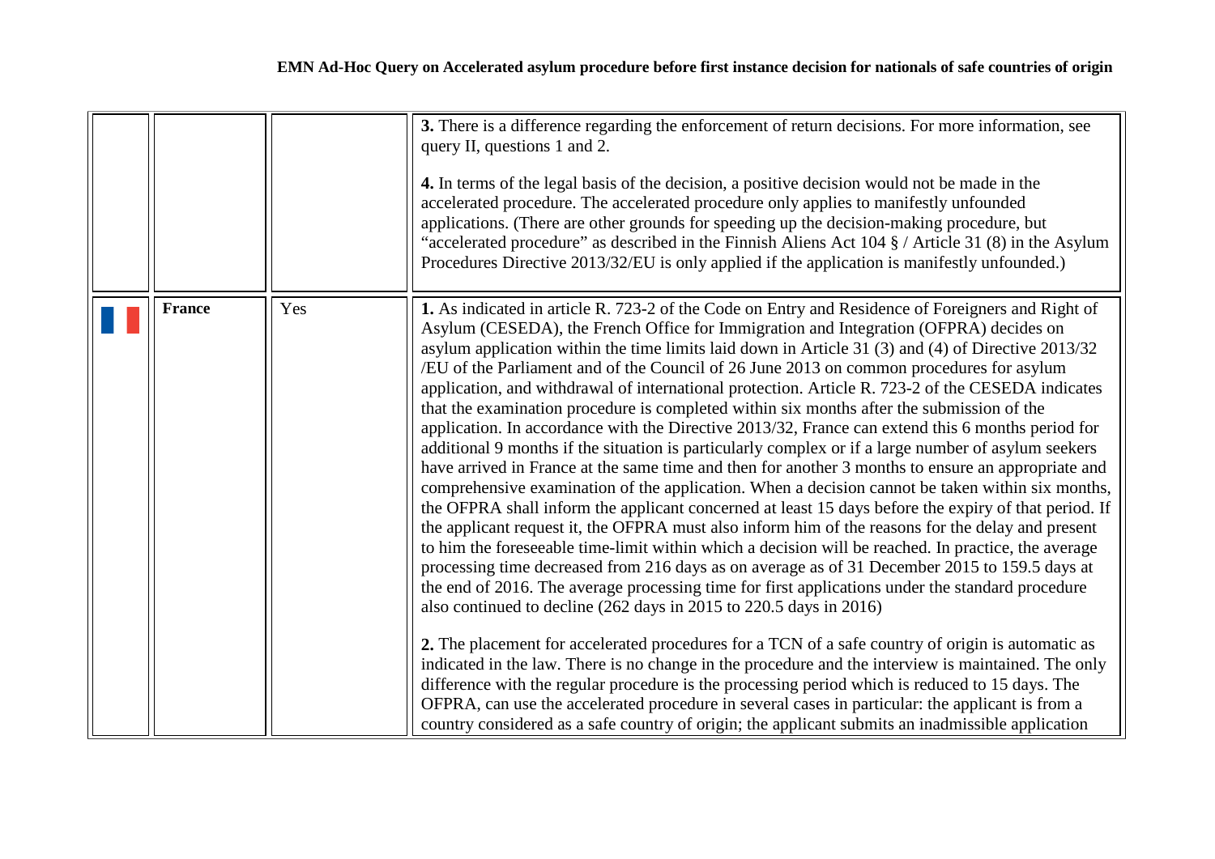| | | | |
|---|---|---|---|
| | | | **3.** There is a difference regarding the enforcement of return decisions. For more information, see query II, questions 1 and 2.<br><br>**4.** In terms of the legal basis of the decision, a positive decision would not be made in the accelerated procedure. The accelerated procedure only applies to manifestly unfounded applications. (There are other grounds for speeding up the decision-making procedure, but "accelerated procedure" as described in the Finnish Aliens Act 104 § / Article 31 (8) in the Asylum Procedures Directive 2013/32/EU is only applied if the application is manifestly unfounded.) |
| | **France** | Yes | **1.** As indicated in article R. 723-2 of the Code on Entry and Residence of Foreigners and Right of Asylum (CESEDA), the French Office for Immigration and Integration (OFPRA) decides on asylum application within the time limits laid down in Article 31 (3) and (4) of Directive 2013/32 /EU of the Parliament and of the Council of 26 June 2013 on common procedures for asylum application, and withdrawal of international protection. Article R. 723-2 of the CESEDA indicates that the examination procedure is completed within six months after the submission of the application. In accordance with the Directive 2013/32, France can extend this 6 months period for additional 9 months if the situation is particularly complex or if a large number of asylum seekers have arrived in France at the same time and then for another 3 months to ensure an appropriate and comprehensive examination of the application. When a decision cannot be taken within six months, the OFPRA shall inform the applicant concerned at least 15 days before the expiry of that period. If the applicant request it, the OFPRA must also inform him of the reasons for the delay and present to him the foreseeable time-limit within which a decision will be reached. In practice, the average processing time decreased from 216 days as on average as of 31 December 2015 to 159.5 days at the end of 2016. The average processing time for first applications under the standard procedure also continued to decline (262 days in 2015 to 220.5 days in 2016)<br><br>**2.** The placement for accelerated procedures for a TCN of a safe country of origin is automatic as indicated in the law. There is no change in the procedure and the interview is maintained. The only difference with the regular procedure is the processing period which is reduced to 15 days. The OFPRA, can use the accelerated procedure in several cases in particular: the applicant is from a country considered as a safe country of origin; the applicant submits an inadmissible application |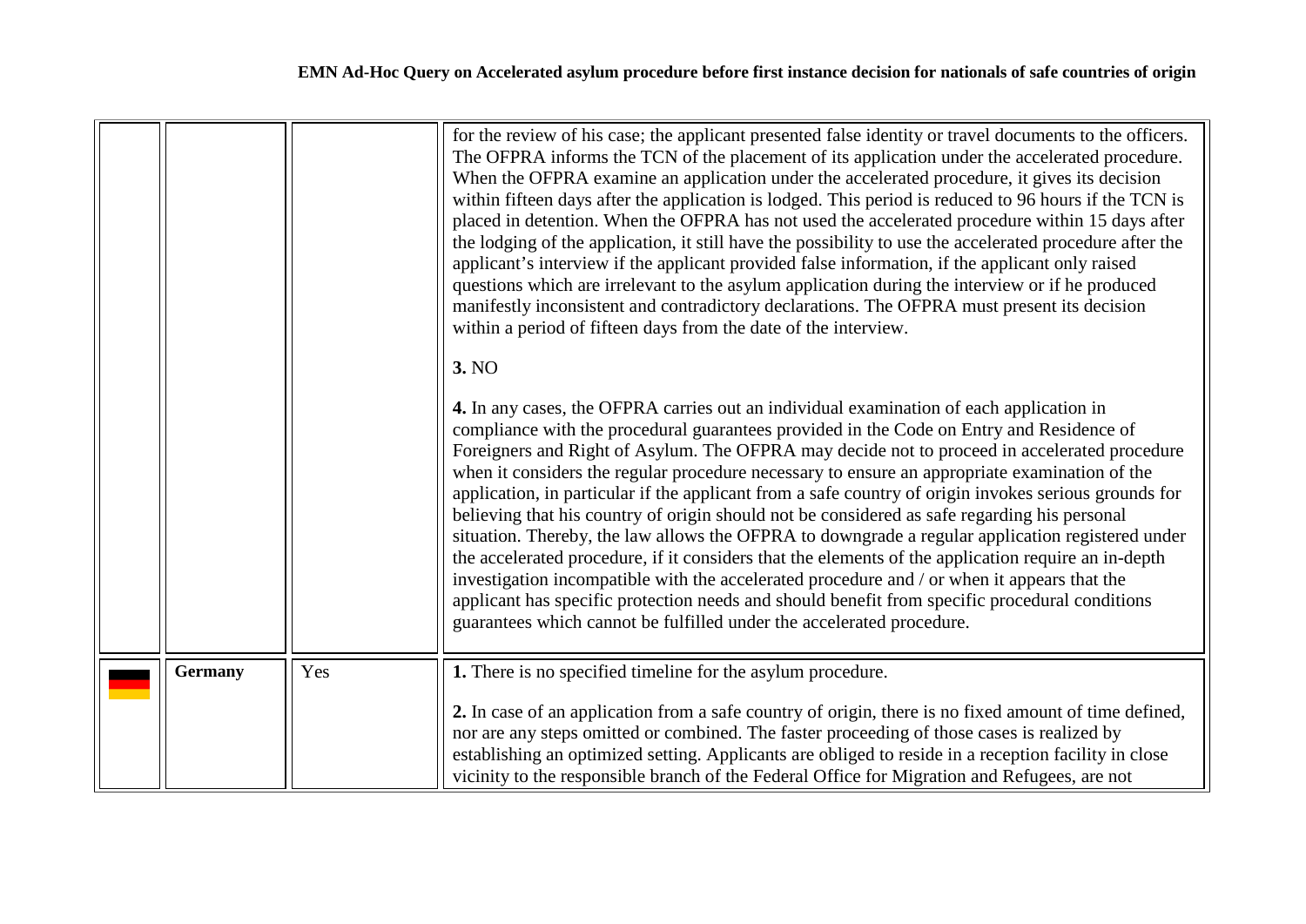| | | | |
|---|---|---|---|
| | | | for the review of his case; the applicant presented false identity or travel documents to the officers. The OFPRA informs the TCN of the placement of its application under the accelerated procedure. When the OFPRA examine an application under the accelerated procedure, it gives its decision within fifteen days after the application is lodged. This period is reduced to 96 hours if the TCN is placed in detention. When the OFPRA has not used the accelerated procedure within 15 days after the lodging of the application, it still have the possibility to use the accelerated procedure after the applicant's interview if the applicant provided false information, if the applicant only raised questions which are irrelevant to the asylum application during the interview or if he produced manifestly inconsistent and contradictory declarations. The OFPRA must present its decision within a period of fifteen days from the date of the interview.<br><br>**3.** NO<br><br>**4.** In any cases, the OFPRA carries out an individual examination of each application in compliance with the procedural guarantees provided in the Code on Entry and Residence of Foreigners and Right of Asylum. The OFPRA may decide not to proceed in accelerated procedure when it considers the regular procedure necessary to ensure an appropriate examination of the application, in particular if the applicant from a safe country of origin invokes serious grounds for believing that his country of origin should not be considered as safe regarding his personal situation. Thereby, the law allows the OFPRA to downgrade a regular application registered under the accelerated procedure, if it considers that the elements of the application require an in-depth investigation incompatible with the accelerated procedure and / or when it appears that the applicant has specific protection needs and should benefit from specific procedural conditions guarantees which cannot be fulfilled under the accelerated procedure. |
| | **Germany** | Yes | **1.** There is no specified timeline for the asylum procedure.<br><br>**2.** In case of an application from a safe country of origin, there is no fixed amount of time defined, nor are any steps omitted or combined. The faster proceeding of those cases is realized by establishing an optimized setting. Applicants are obliged to reside in a reception facility in close vicinity to the responsible branch of the Federal Office for Migration and Refugees, are not |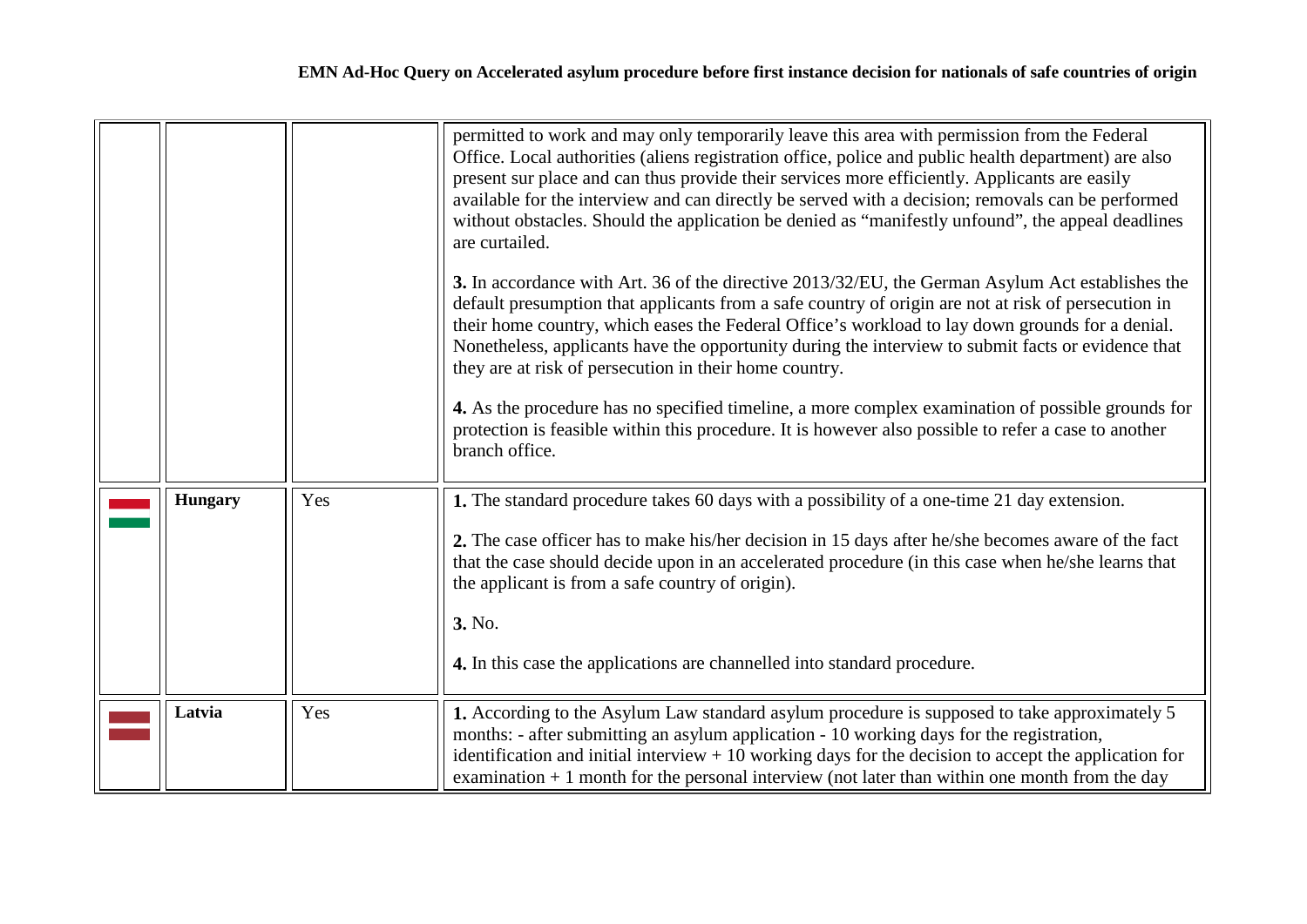| | | | |
|---|---|---|---|
| | | | permitted to work and may only temporarily leave this area with permission from the Federal Office. Local authorities (aliens registration office, police and public health department) are also present sur place and can thus provide their services more efficiently. Applicants are easily available for the interview and can directly be served with a decision; removals can be performed without obstacles. Should the application be denied as "manifestly unfound", the appeal deadlines are curtailed.<br><br>**3.** In accordance with Art. 36 of the directive 2013/32/EU, the German Asylum Act establishes the default presumption that applicants from a safe country of origin are not at risk of persecution in their home country, which eases the Federal Office's workload to lay down grounds for a denial. Nonetheless, applicants have the opportunity during the interview to submit facts or evidence that they are at risk of persecution in their home country.<br><br>**4.** As the procedure has no specified timeline, a more complex examination of possible grounds for protection is feasible within this procedure. It is however also possible to refer a case to another branch office. |
| | **Hungary** | Yes | **1.** The standard procedure takes 60 days with a possibility of a one-time 21 day extension.<br><br>**2.** The case officer has to make his/her decision in 15 days after he/she becomes aware of the fact that the case should decide upon in an accelerated procedure (in this case when he/she learns that the applicant is from a safe country of origin).<br><br>**3.** No.<br><br>**4.** In this case the applications are channelled into standard procedure. |
| | **Latvia** | Yes | **1.** According to the Asylum Law standard asylum procedure is supposed to take approximately 5 months: - after submitting an asylum application - 10 working days for the registration, identification and initial interview + 10 working days for the decision to accept the application for examination + 1 month for the personal interview (not later than within one month from the day |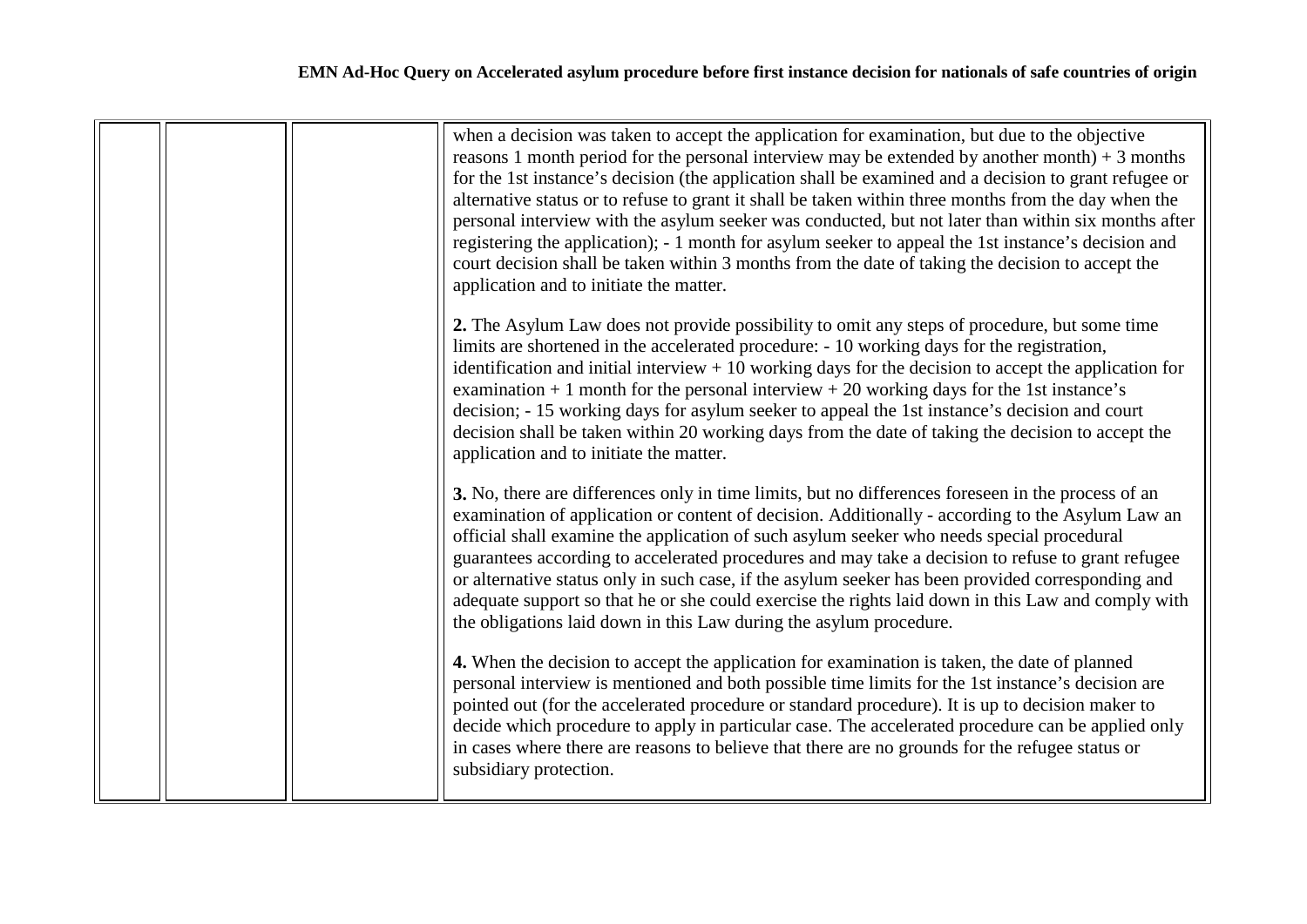| | | | |
|---|---|---|---|
| | | | when a decision was taken to accept the application for examination, but due to the objective reasons 1 month period for the personal interview may be extended by another month) + 3 months for the 1st instance's decision (the application shall be examined and a decision to grant refugee or alternative status or to refuse to grant it shall be taken within three months from the day when the personal interview with the asylum seeker was conducted, but not later than within six months after registering the application); - 1 month for asylum seeker to appeal the 1st instance's decision and court decision shall be taken within 3 months from the date of taking the decision to accept the application and to initiate the matter.<br><br>**2.** The Asylum Law does not provide possibility to omit any steps of procedure, but some time limits are shortened in the accelerated procedure: - 10 working days for the registration, identification and initial interview + 10 working days for the decision to accept the application for examination + 1 month for the personal interview + 20 working days for the 1st instance's decision; - 15 working days for asylum seeker to appeal the 1st instance's decision and court decision shall be taken within 20 working days from the date of taking the decision to accept the application and to initiate the matter.<br><br>**3.** No, there are differences only in time limits, but no differences foreseen in the process of an examination of application or content of decision. Additionally - according to the Asylum Law an official shall examine the application of such asylum seeker who needs special procedural guarantees according to accelerated procedures and may take a decision to refuse to grant refugee or alternative status only in such case, if the asylum seeker has been provided corresponding and adequate support so that he or she could exercise the rights laid down in this Law and comply with the obligations laid down in this Law during the asylum procedure.<br><br>**4.** When the decision to accept the application for examination is taken, the date of planned personal interview is mentioned and both possible time limits for the 1st instance's decision are pointed out (for the accelerated procedure or standard procedure). It is up to decision maker to decide which procedure to apply in particular case. The accelerated procedure can be applied only in cases where there are reasons to believe that there are no grounds for the refugee status or subsidiary protection. |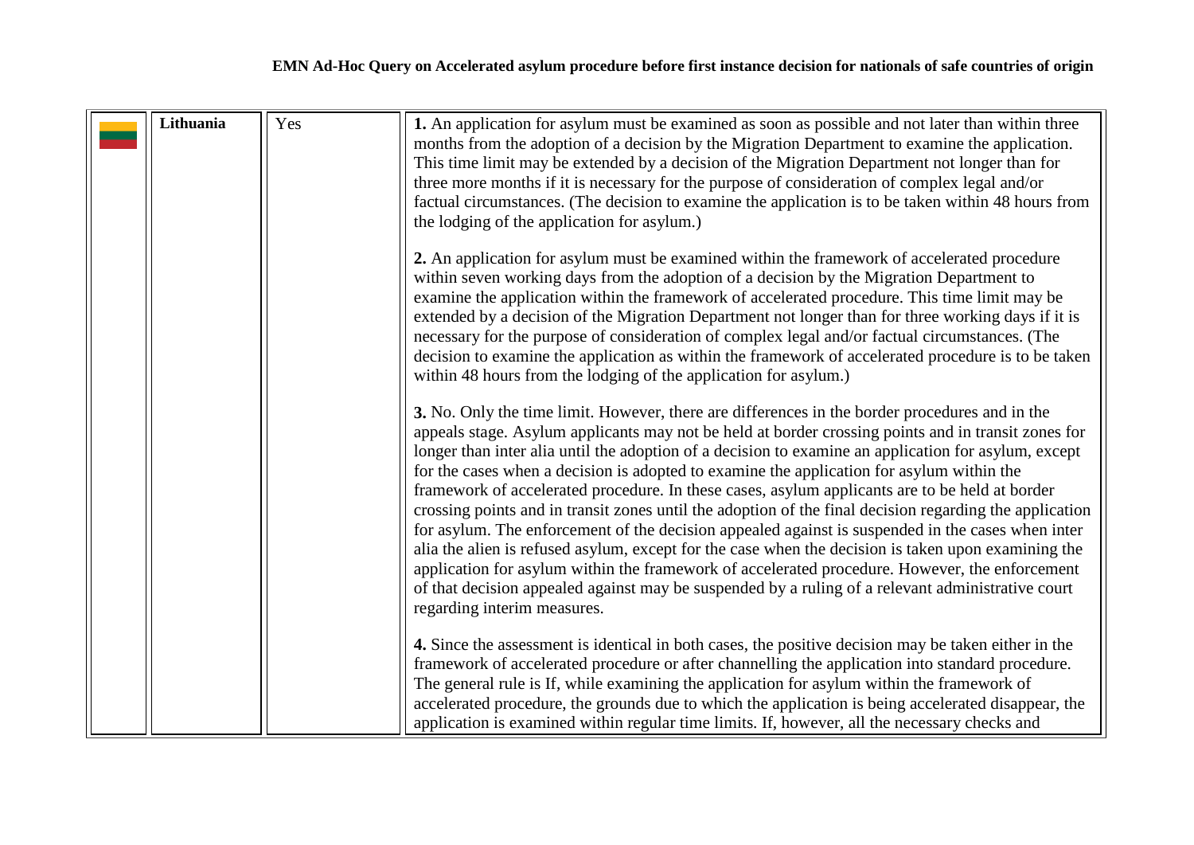| | Lithuania | Yes | **1.** An application for asylum must be examined as soon as possible and not later than within three months from the adoption of a decision by the Migration Department to examine the application. This time limit may be extended by a decision of the Migration Department not longer than for three more months if it is necessary for the purpose of consideration of complex legal and/or factual circumstances. (The decision to examine the application is to be taken within 48 hours from the lodging of the application for asylum.)<br><br>**2.** An application for asylum must be examined within the framework of accelerated procedure within seven working days from the adoption of a decision by the Migration Department to examine the application within the framework of accelerated procedure. This time limit may be extended by a decision of the Migration Department not longer than for three working days if it is necessary for the purpose of consideration of complex legal and/or factual circumstances. (The decision to examine the application as within the framework of accelerated procedure is to be taken within 48 hours from the lodging of the application for asylum.)<br><br>**3.** No. Only the time limit. However, there are differences in the border procedures and in the appeals stage. Asylum applicants may not be held at border crossing points and in transit zones for longer than inter alia until the adoption of a decision to examine an application for asylum, except for the cases when a decision is adopted to examine the application for asylum within the framework of accelerated procedure. In these cases, asylum applicants are to be held at border crossing points and in transit zones until the adoption of the final decision regarding the application for asylum. The enforcement of the decision appealed against is suspended in the cases when inter alia the alien is refused asylum, except for the case when the decision is taken upon examining the application for asylum within the framework of accelerated procedure. However, the enforcement of that decision appealed against may be suspended by a ruling of a relevant administrative court regarding interim measures.<br><br>**4.** Since the assessment is identical in both cases, the positive decision may be taken either in the framework of accelerated procedure or after channelling the application into standard procedure. The general rule is If, while examining the application for asylum within the framework of accelerated procedure, the grounds due to which the application is being accelerated disappear, the application is examined within regular time limits. If, however, all the necessary checks and |
|---|---|---|---|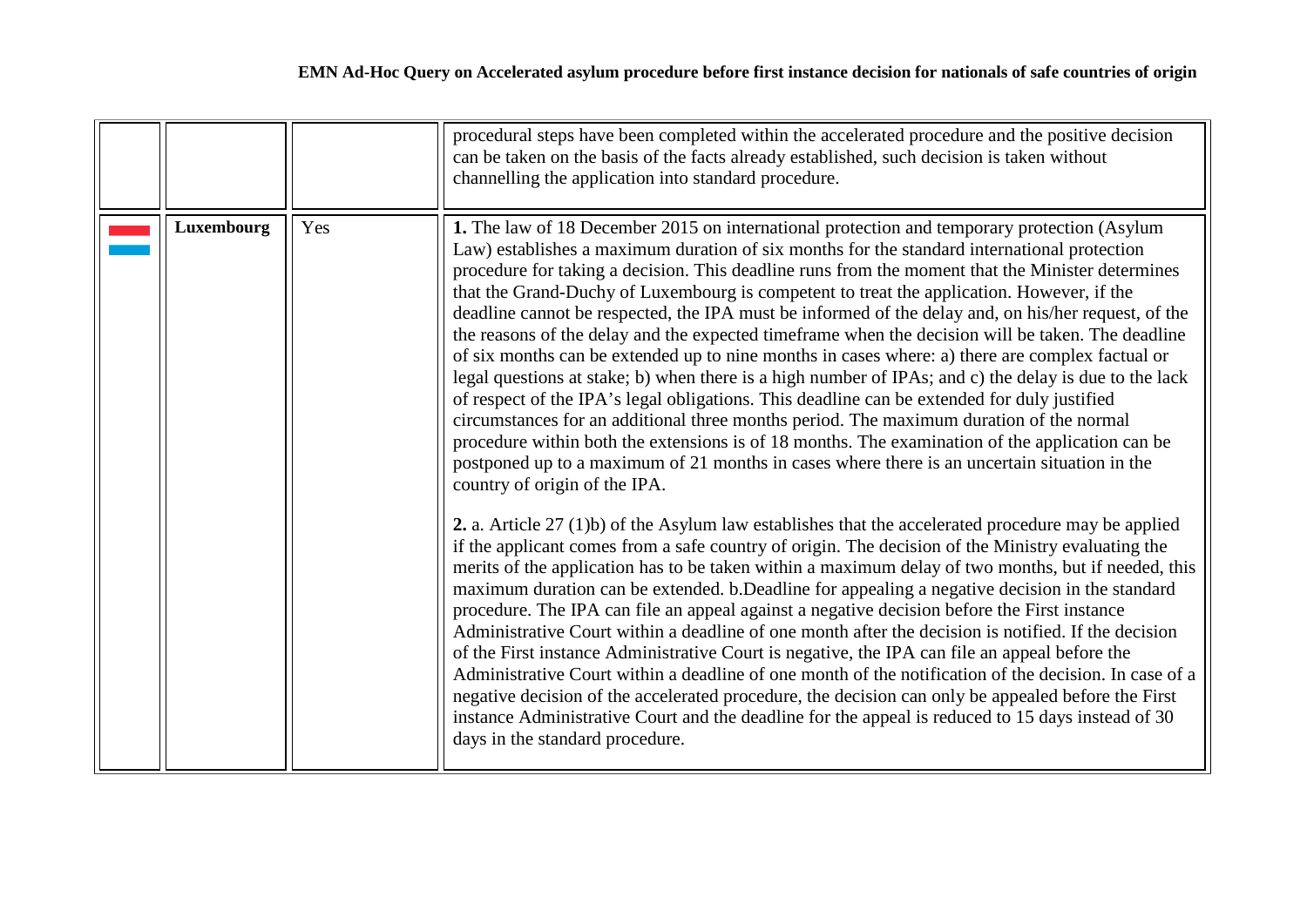| | | | |
|---|---|---|---|
| | | | procedural steps have been completed within the accelerated procedure and the positive decision can be taken on the basis of the facts already established, such decision is taken without channelling the application into standard procedure. |
| | **Luxembourg** | Yes | **1.** The law of 18 December 2015 on international protection and temporary protection (Asylum Law) establishes a maximum duration of six months for the standard international protection procedure for taking a decision. This deadline runs from the moment that the Minister determines that the Grand-Duchy of Luxembourg is competent to treat the application. However, if the deadline cannot be respected, the IPA must be informed of the delay and, on his/her request, of the the reasons of the delay and the expected timeframe when the decision will be taken. The deadline of six months can be extended up to nine months in cases where: a) there are complex factual or legal questions at stake; b) when there is a high number of IPAs; and c) the delay is due to the lack of respect of the IPA's legal obligations. This deadline can be extended for duly justified circumstances for an additional three months period. The maximum duration of the normal procedure within both the extensions is of 18 months. The examination of the application can be postponed up to a maximum of 21 months in cases where there is an uncertain situation in the country of origin of the IPA.<br><br>**2.** a. Article 27 (1)b) of the Asylum law establishes that the accelerated procedure may be applied if the applicant comes from a safe country of origin. The decision of the Ministry evaluating the merits of the application has to be taken within a maximum delay of two months, but if needed, this maximum duration can be extended. b.Deadline for appealing a negative decision in the standard procedure. The IPA can file an appeal against a negative decision before the First instance Administrative Court within a deadline of one month after the decision is notified. If the decision of the First instance Administrative Court is negative, the IPA can file an appeal before the Administrative Court within a deadline of one month of the notification of the decision. In case of a negative decision of the accelerated procedure, the decision can only be appealed before the First instance Administrative Court and the deadline for the appeal is reduced to 15 days instead of 30 days in the standard procedure. |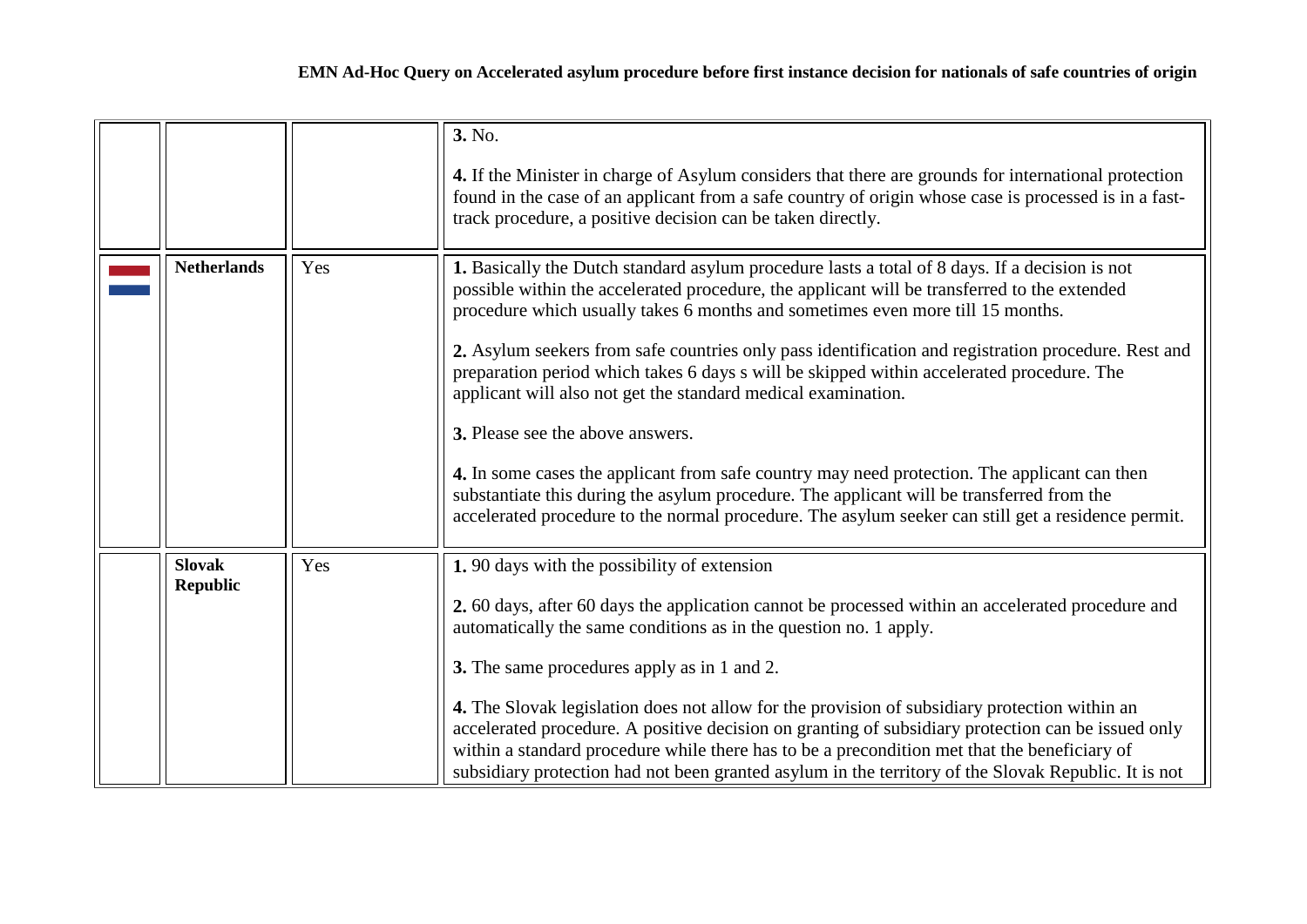| | | | |
|---|---|---|---|
| | | | **3.** No.<br><br>**4.** If the Minister in charge of Asylum considers that there are grounds for international protection found in the case of an applicant from a safe country of origin whose case is processed is in a fast-track procedure, a positive decision can be taken directly. |
| | **Netherlands** | Yes | **1.** Basically the Dutch standard asylum procedure lasts a total of 8 days. If a decision is not possible within the accelerated procedure, the applicant will be transferred to the extended procedure which usually takes 6 months and sometimes even more till 15 months.<br><br>**2.** Asylum seekers from safe countries only pass identification and registration procedure. Rest and preparation period which takes 6 days s will be skipped within accelerated procedure. The applicant will also not get the standard medical examination.<br><br>**3.** Please see the above answers.<br><br>**4.** In some cases the applicant from safe country may need protection. The applicant can then substantiate this during the asylum procedure. The applicant will be transferred from the accelerated procedure to the normal procedure. The asylum seeker can still get a residence permit. |
| | **Slovak Republic** | Yes | **1.** 90 days with the possibility of extension<br><br>**2.** 60 days, after 60 days the application cannot be processed within an accelerated procedure and automatically the same conditions as in the question no. 1 apply.<br><br>**3.** The same procedures apply as in 1 and 2.<br><br>**4.** The Slovak legislation does not allow for the provision of subsidiary protection within an accelerated procedure. A positive decision on granting of subsidiary protection can be issued only within a standard procedure while there has to be a precondition met that the beneficiary of subsidiary protection had not been granted asylum in the territory of the Slovak Republic. It is not |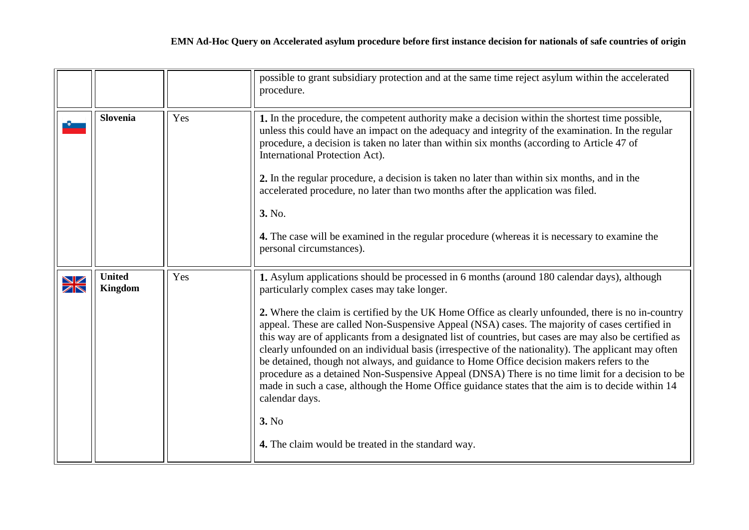| | | | |
|---|---|---|---|
| | | | possible to grant subsidiary protection and at the same time reject asylum within the accelerated procedure. |
| | **Slovenia** | Yes | **1.** In the procedure, the competent authority make a decision within the shortest time possible, unless this could have an impact on the adequacy and integrity of the examination. In the regular procedure, a decision is taken no later than within six months (according to Article 47 of International Protection Act).<br><br>**2.** In the regular procedure, a decision is taken no later than within six months, and in the accelerated procedure, no later than two months after the application was filed.<br><br>**3.** No.<br><br>**4.** The case will be examined in the regular procedure (whereas it is necessary to examine the personal circumstances). |
| | **United Kingdom** | Yes | **1.** Asylum applications should be processed in 6 months (around 180 calendar days), although particularly complex cases may take longer.<br><br>**2.** Where the claim is certified by the UK Home Office as clearly unfounded, there is no in-country appeal. These are called Non-Suspensive Appeal (NSA) cases. The majority of cases certified in this way are of applicants from a designated list of countries, but cases are may also be certified as clearly unfounded on an individual basis (irrespective of the nationality). The applicant may often be detained, though not always, and guidance to Home Office decision makers refers to the procedure as a detained Non-Suspensive Appeal (DNSA) There is no time limit for a decision to be made in such a case, although the Home Office guidance states that the aim is to decide within 14 calendar days.<br><br>**3.** No<br><br>**4.** The claim would be treated in the standard way. |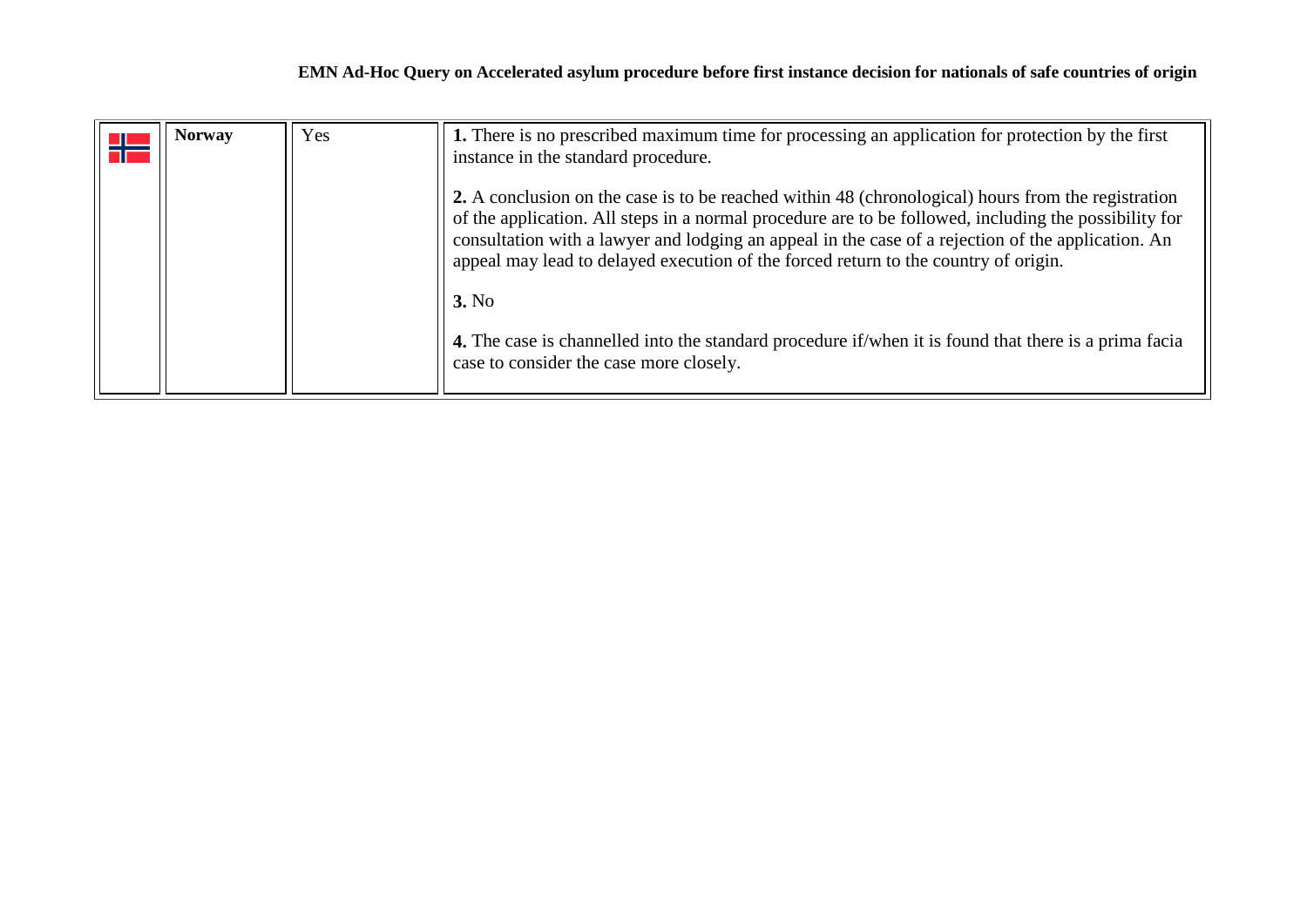| | | | |
|---|---|---|---|
| | **Norway** | Yes | **1.** There is no prescribed maximum time for processing an application for protection by the first instance in the standard procedure.<br><br>**2.** A conclusion on the case is to be reached within 48 (chronological) hours from the registration of the application. All steps in a normal procedure are to be followed, including the possibility for consultation with a lawyer and lodging an appeal in the case of a rejection of the application. An appeal may lead to delayed execution of the forced return to the country of origin.<br><br>**3.** No<br><br>**4.** The case is channelled into the standard procedure if/when it is found that there is a prima facia case to consider the case more closely. |